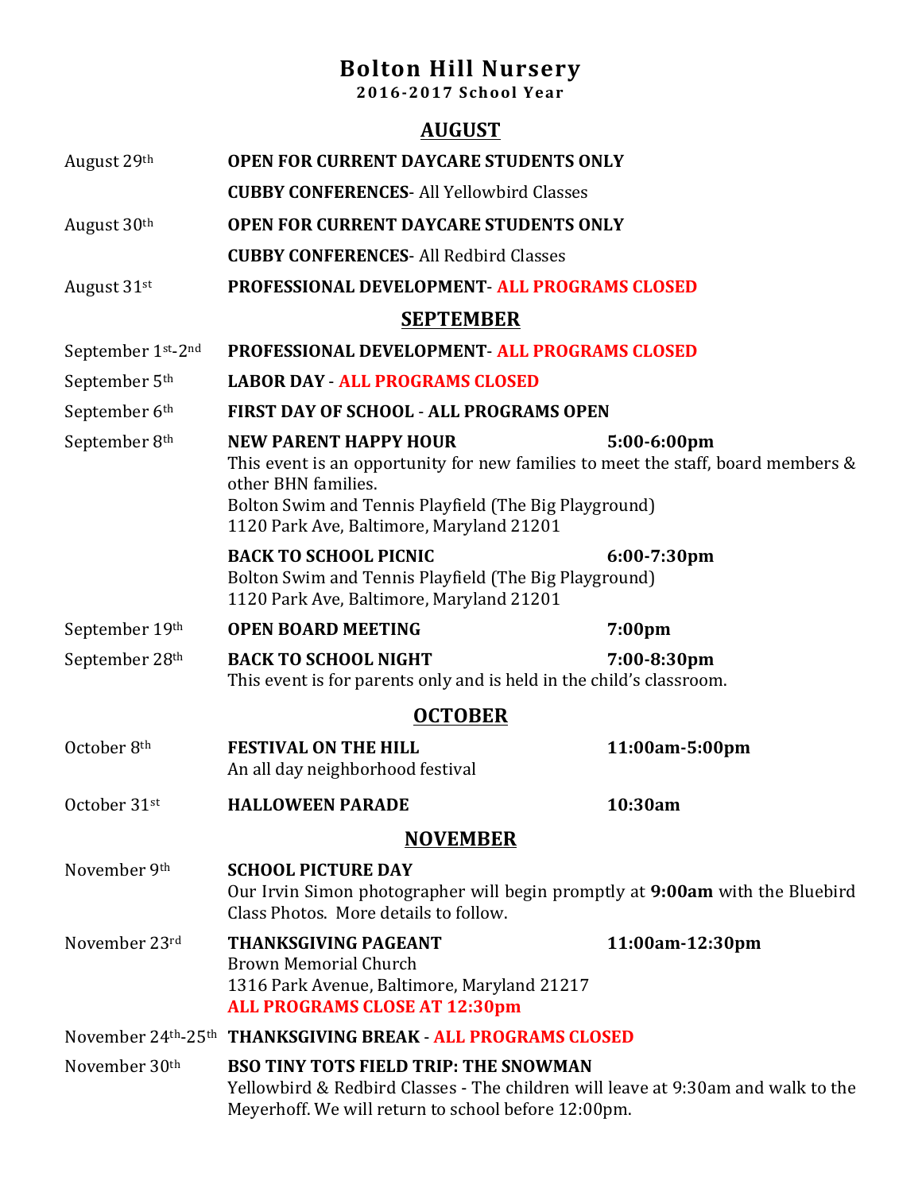# Bolton Hill Nursery

**2016-2017 School Year**

## AUGUST

| | |
|---|---|
| August 29th | **OPEN FOR CURRENT DAYCARE STUDENTS ONLY** |
| | **CUBBY CONFERENCES**- All Yellowbird Classes |
| August 30th | **OPEN FOR CURRENT DAYCARE STUDENTS ONLY** |
| | **CUBBY CONFERENCES**- All Redbird Classes |
| August 31st | **PROFESSIONAL DEVELOPMENT**- **ALL PROGRAMS CLOSED** |

## SEPTEMBER

| | | |
|---|---|---|
| September 1st-2nd | **PROFESSIONAL DEVELOPMENT**- **ALL PROGRAMS CLOSED** | |
| September 5th | **LABOR DAY** - **ALL PROGRAMS CLOSED** | |
| September 6th | **FIRST DAY OF SCHOOL - ALL PROGRAMS OPEN** | |
| September 8th | **NEW PARENT HAPPY HOUR**<br>This event is an opportunity for new families to meet the staff, board members & other BHN families.<br>Bolton Swim and Tennis Playfield (The Big Playground)<br>1120 Park Ave, Baltimore, Maryland 21201 | **5:00-6:00pm** |
| | **BACK TO SCHOOL PICNIC**<br>Bolton Swim and Tennis Playfield (The Big Playground)<br>1120 Park Ave, Baltimore, Maryland 21201 | **6:00-7:30pm** |
| September 19th | **OPEN BOARD MEETING** | **7:00pm** |
| September 28th | **BACK TO SCHOOL NIGHT**<br>This event is for parents only and is held in the child's classroom. | **7:00-8:30pm** |

## OCTOBER

| | | |
|---|---|---|
| October 8th | **FESTIVAL ON THE HILL**<br>An all day neighborhood festival | **11:00am-5:00pm** |
| October 31st | **HALLOWEEN PARADE** | **10:30am** |

## NOVEMBER

| | | |
|---|---|---|
| November 9th | **SCHOOL PICTURE DAY**<br>Our Irvin Simon photographer will begin promptly at **9:00am** with the Bluebird Class Photos. More details to follow. | |
| November 23rd | **THANKSGIVING PAGEANT**<br>Brown Memorial Church<br>1316 Park Avenue, Baltimore, Maryland 21217<br>**ALL PROGRAMS CLOSE AT 12:30pm** | **11:00am-12:30pm** |
| November 24th-25th | **THANKSGIVING BREAK** - **ALL PROGRAMS CLOSED** | |
| November 30th | **BSO TINY TOTS FIELD TRIP: THE SNOWMAN**<br>Yellowbird & Redbird Classes - The children will leave at 9:30am and walk to the Meyerhoff. We will return to school before 12:00pm. | |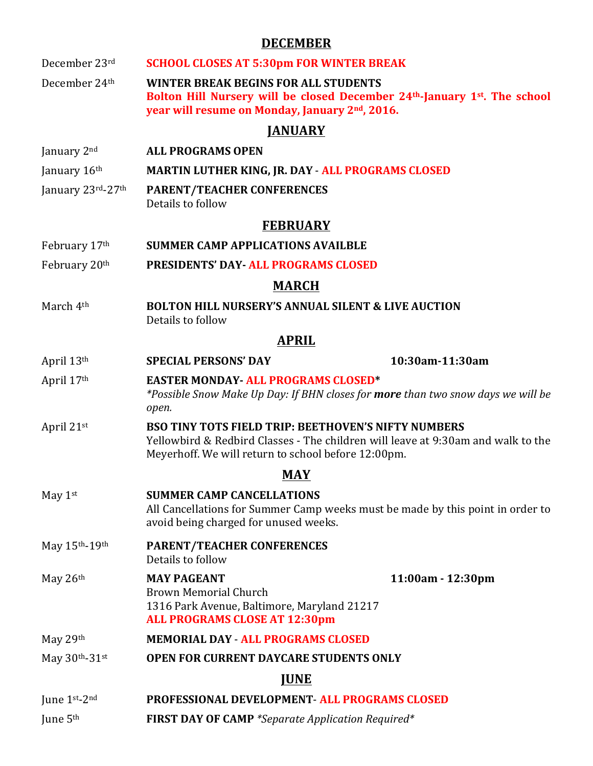## DECEMBER

| | |
|---|---|
| December 23rd | **SCHOOL CLOSES AT 5:30pm FOR WINTER BREAK** |
| December 24th | **WINTER BREAK BEGINS FOR ALL STUDENTS** **Bolton Hill Nursery will be closed December 24th-January 1st. The school year will resume on Monday, January 2nd, 2016.** |

## JANUARY

| | |
|---|---|
| January 2nd | **ALL PROGRAMS OPEN** |
| January 16th | **MARTIN LUTHER KING, JR. DAY - ALL PROGRAMS CLOSED** |
| January 23rd-27th | **PARENT/TEACHER CONFERENCES** Details to follow |

## FEBRUARY

| | |
|---|---|
| February 17th | **SUMMER CAMP APPLICATIONS AVAILBLE** |
| February 20th | **PRESIDENTS' DAY- ALL PROGRAMS CLOSED** |

## MARCH

| | |
|---|---|
| March 4th | **BOLTON HILL NURSERY'S ANNUAL SILENT & LIVE AUCTION** Details to follow |

## APRIL

| | |
|---|---|
| April 13th | **SPECIAL PERSONS' DAY** **10:30am-11:30am** |
| April 17th | **EASTER MONDAY- ALL PROGRAMS CLOSED*** *\*Possible Snow Make Up Day: If BHN closes for **more** than two snow days we will be open.* |
| April 21st | **BSO TINY TOTS FIELD TRIP: BEETHOVEN'S NIFTY NUMBERS** Yellowbird & Redbird Classes - The children will leave at 9:30am and walk to the Meyerhoff. We will return to school before 12:00pm. |

## MAY

| | |
|---|---|
| May 1st | **SUMMER CAMP CANCELLATIONS** All Cancellations for Summer Camp weeks must be made by this point in order to avoid being charged for unused weeks. |
| May 15th-19th | **PARENT/TEACHER CONFERENCES** Details to follow |
| May 26th | **MAY PAGEANT** **11:00am - 12:30pm** Brown Memorial Church 1316 Park Avenue, Baltimore, Maryland 21217 **ALL PROGRAMS CLOSE AT 12:30pm** |
| May 29th | **MEMORIAL DAY - ALL PROGRAMS CLOSED** |
| May 30th-31st | **OPEN FOR CURRENT DAYCARE STUDENTS ONLY** |

## JUNE

| | |
|---|---|
| June 1st-2nd | **PROFESSIONAL DEVELOPMENT- ALL PROGRAMS CLOSED** |
| June 5th | **FIRST DAY OF CAMP** *\*Separate Application Required\** |